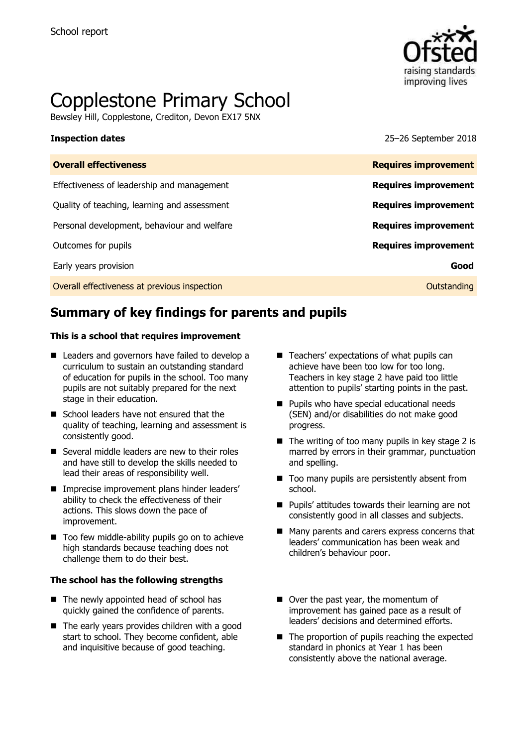School report

# Copplestone Primary School

Bewsley Hill, Copplestone, Crediton, Devon EX17 5NX

| **Inspection dates** | 25–26 September 2018 |
| --- | --- |
| **Overall effectiveness** | **Requires improvement** |
| Effectiveness of leadership and management | **Requires improvement** |
| Quality of teaching, learning and assessment | **Requires improvement** |
| Personal development, behaviour and welfare | **Requires improvement** |
| Outcomes for pupils | **Requires improvement** |
| Early years provision | **Good** |
| Overall effectiveness at previous inspection | Outstanding |

## Summary of key findings for parents and pupils

**This is a school that requires improvement**

- Leaders and governors have failed to develop a curriculum to sustain an outstanding standard of education for pupils in the school. Too many pupils are not suitably prepared for the next stage in their education.
- School leaders have not ensured that the quality of teaching, learning and assessment is consistently good.
- Several middle leaders are new to their roles and have still to develop the skills needed to lead their areas of responsibility well.
- Imprecise improvement plans hinder leaders' ability to check the effectiveness of their actions. This slows down the pace of improvement.
- Too few middle-ability pupils go on to achieve high standards because teaching does not challenge them to do their best.
- Teachers' expectations of what pupils can achieve have been too low for too long. Teachers in key stage 2 have paid too little attention to pupils' starting points in the past.
- Pupils who have special educational needs (SEN) and/or disabilities do not make good progress.
- The writing of too many pupils in key stage 2 is marred by errors in their grammar, punctuation and spelling.
- Too many pupils are persistently absent from school.
- Pupils' attitudes towards their learning are not consistently good in all classes and subjects.
- Many parents and carers express concerns that leaders' communication has been weak and children's behaviour poor.

**The school has the following strengths**

- The newly appointed head of school has quickly gained the confidence of parents.
- The early years provides children with a good start to school. They become confident, able and inquisitive because of good teaching.
- Over the past year, the momentum of improvement has gained pace as a result of leaders' decisions and determined efforts.
- The proportion of pupils reaching the expected standard in phonics at Year 1 has been consistently above the national average.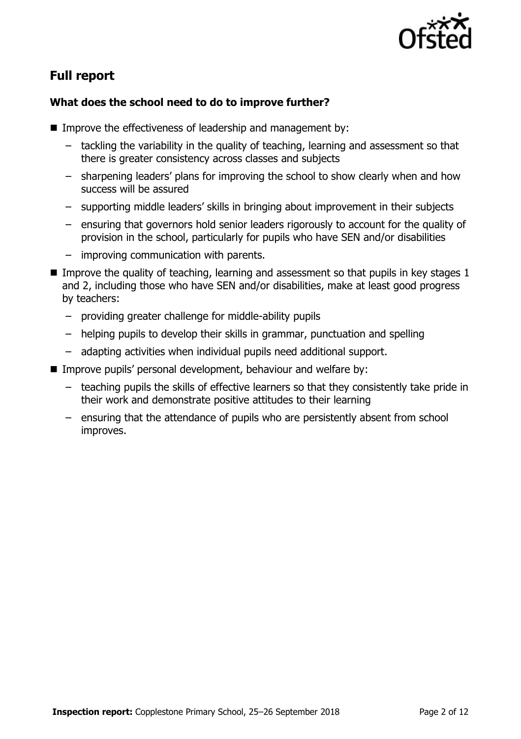## Full report

### What does the school need to do to improve further?

- Improve the effectiveness of leadership and management by:
  - tackling the variability in the quality of teaching, learning and assessment so that there is greater consistency across classes and subjects
  - sharpening leaders' plans for improving the school to show clearly when and how success will be assured
  - supporting middle leaders' skills in bringing about improvement in their subjects
  - ensuring that governors hold senior leaders rigorously to account for the quality of provision in the school, particularly for pupils who have SEN and/or disabilities
  - improving communication with parents.
- Improve the quality of teaching, learning and assessment so that pupils in key stages 1 and 2, including those who have SEN and/or disabilities, make at least good progress by teachers:
  - providing greater challenge for middle-ability pupils
  - helping pupils to develop their skills in grammar, punctuation and spelling
  - adapting activities when individual pupils need additional support.
- Improve pupils' personal development, behaviour and welfare by:
  - teaching pupils the skills of effective learners so that they consistently take pride in their work and demonstrate positive attitudes to their learning
  - ensuring that the attendance of pupils who are persistently absent from school improves.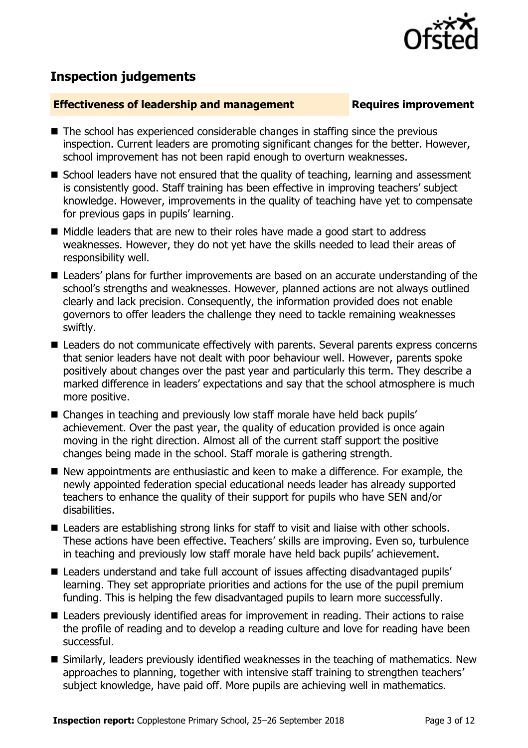## Inspection judgements

**Effectiveness of leadership and management** **Requires improvement**

- The school has experienced considerable changes in staffing since the previous inspection. Current leaders are promoting significant changes for the better. However, school improvement has not been rapid enough to overturn weaknesses.
- School leaders have not ensured that the quality of teaching, learning and assessment is consistently good. Staff training has been effective in improving teachers' subject knowledge. However, improvements in the quality of teaching have yet to compensate for previous gaps in pupils' learning.
- Middle leaders that are new to their roles have made a good start to address weaknesses. However, they do not yet have the skills needed to lead their areas of responsibility well.
- Leaders' plans for further improvements are based on an accurate understanding of the school's strengths and weaknesses. However, planned actions are not always outlined clearly and lack precision. Consequently, the information provided does not enable governors to offer leaders the challenge they need to tackle remaining weaknesses swiftly.
- Leaders do not communicate effectively with parents. Several parents express concerns that senior leaders have not dealt with poor behaviour well. However, parents spoke positively about changes over the past year and particularly this term. They describe a marked difference in leaders' expectations and say that the school atmosphere is much more positive.
- Changes in teaching and previously low staff morale have held back pupils' achievement. Over the past year, the quality of education provided is once again moving in the right direction. Almost all of the current staff support the positive changes being made in the school. Staff morale is gathering strength.
- New appointments are enthusiastic and keen to make a difference. For example, the newly appointed federation special educational needs leader has already supported teachers to enhance the quality of their support for pupils who have SEN and/or disabilities.
- Leaders are establishing strong links for staff to visit and liaise with other schools. These actions have been effective. Teachers' skills are improving. Even so, turbulence in teaching and previously low staff morale have held back pupils' achievement.
- Leaders understand and take full account of issues affecting disadvantaged pupils' learning. They set appropriate priorities and actions for the use of the pupil premium funding. This is helping the few disadvantaged pupils to learn more successfully.
- Leaders previously identified areas for improvement in reading. Their actions to raise the profile of reading and to develop a reading culture and love for reading have been successful.
- Similarly, leaders previously identified weaknesses in the teaching of mathematics. New approaches to planning, together with intensive staff training to strengthen teachers' subject knowledge, have paid off. More pupils are achieving well in mathematics.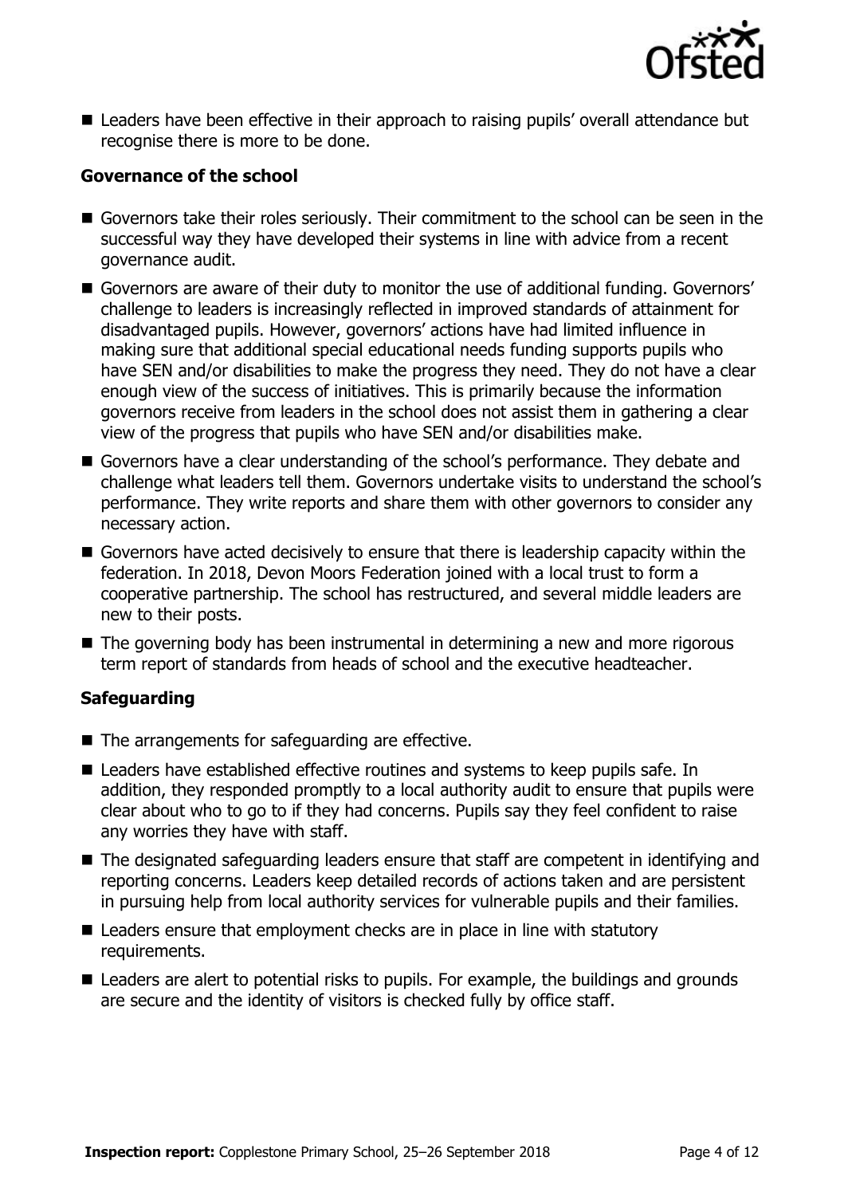- Leaders have been effective in their approach to raising pupils' overall attendance but recognise there is more to be done.

### Governance of the school

- Governors take their roles seriously. Their commitment to the school can be seen in the successful way they have developed their systems in line with advice from a recent governance audit.
- Governors are aware of their duty to monitor the use of additional funding. Governors' challenge to leaders is increasingly reflected in improved standards of attainment for disadvantaged pupils. However, governors' actions have had limited influence in making sure that additional special educational needs funding supports pupils who have SEN and/or disabilities to make the progress they need. They do not have a clear enough view of the success of initiatives. This is primarily because the information governors receive from leaders in the school does not assist them in gathering a clear view of the progress that pupils who have SEN and/or disabilities make.
- Governors have a clear understanding of the school's performance. They debate and challenge what leaders tell them. Governors undertake visits to understand the school's performance. They write reports and share them with other governors to consider any necessary action.
- Governors have acted decisively to ensure that there is leadership capacity within the federation. In 2018, Devon Moors Federation joined with a local trust to form a cooperative partnership. The school has restructured, and several middle leaders are new to their posts.
- The governing body has been instrumental in determining a new and more rigorous term report of standards from heads of school and the executive headteacher.

### Safeguarding

- The arrangements for safeguarding are effective.
- Leaders have established effective routines and systems to keep pupils safe. In addition, they responded promptly to a local authority audit to ensure that pupils were clear about who to go to if they had concerns. Pupils say they feel confident to raise any worries they have with staff.
- The designated safeguarding leaders ensure that staff are competent in identifying and reporting concerns. Leaders keep detailed records of actions taken and are persistent in pursuing help from local authority services for vulnerable pupils and their families.
- Leaders ensure that employment checks are in place in line with statutory requirements.
- Leaders are alert to potential risks to pupils. For example, the buildings and grounds are secure and the identity of visitors is checked fully by office staff.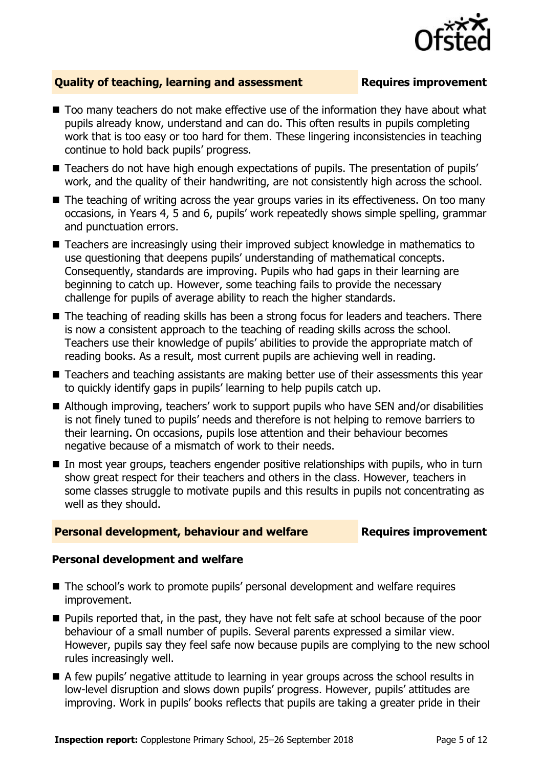## Quality of teaching, learning and assessment — Requires improvement

- Too many teachers do not make effective use of the information they have about what pupils already know, understand and can do. This often results in pupils completing work that is too easy or too hard for them. These lingering inconsistencies in teaching continue to hold back pupils' progress.
- Teachers do not have high enough expectations of pupils. The presentation of pupils' work, and the quality of their handwriting, are not consistently high across the school.
- The teaching of writing across the year groups varies in its effectiveness. On too many occasions, in Years 4, 5 and 6, pupils' work repeatedly shows simple spelling, grammar and punctuation errors.
- Teachers are increasingly using their improved subject knowledge in mathematics to use questioning that deepens pupils' understanding of mathematical concepts. Consequently, standards are improving. Pupils who had gaps in their learning are beginning to catch up. However, some teaching fails to provide the necessary challenge for pupils of average ability to reach the higher standards.
- The teaching of reading skills has been a strong focus for leaders and teachers. There is now a consistent approach to the teaching of reading skills across the school. Teachers use their knowledge of pupils' abilities to provide the appropriate match of reading books. As a result, most current pupils are achieving well in reading.
- Teachers and teaching assistants are making better use of their assessments this year to quickly identify gaps in pupils' learning to help pupils catch up.
- Although improving, teachers' work to support pupils who have SEN and/or disabilities is not finely tuned to pupils' needs and therefore is not helping to remove barriers to their learning. On occasions, pupils lose attention and their behaviour becomes negative because of a mismatch of work to their needs.
- In most year groups, teachers engender positive relationships with pupils, who in turn show great respect for their teachers and others in the class. However, teachers in some classes struggle to motivate pupils and this results in pupils not concentrating as well as they should.

## Personal development, behaviour and welfare — Requires improvement

### Personal development and welfare

- The school's work to promote pupils' personal development and welfare requires improvement.
- Pupils reported that, in the past, they have not felt safe at school because of the poor behaviour of a small number of pupils. Several parents expressed a similar view. However, pupils say they feel safe now because pupils are complying to the new school rules increasingly well.
- A few pupils' negative attitude to learning in year groups across the school results in low-level disruption and slows down pupils' progress. However, pupils' attitudes are improving. Work in pupils' books reflects that pupils are taking a greater pride in their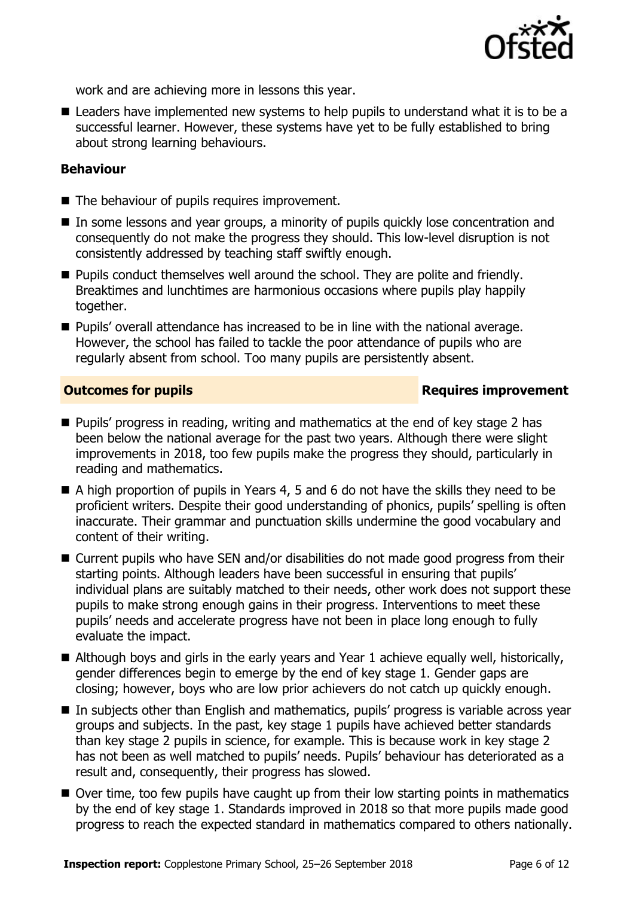work and are achieving more in lessons this year.

- Leaders have implemented new systems to help pupils to understand what it is to be a successful learner. However, these systems have yet to be fully established to bring about strong learning behaviours.

### Behaviour

- The behaviour of pupils requires improvement.
- In some lessons and year groups, a minority of pupils quickly lose concentration and consequently do not make the progress they should. This low-level disruption is not consistently addressed by teaching staff swiftly enough.
- Pupils conduct themselves well around the school. They are polite and friendly. Breaktimes and lunchtimes are harmonious occasions where pupils play happily together.
- Pupils' overall attendance has increased to be in line with the national average. However, the school has failed to tackle the poor attendance of pupils who are regularly absent from school. Too many pupils are persistently absent.

## Outcomes for pupils — Requires improvement

- Pupils' progress in reading, writing and mathematics at the end of key stage 2 has been below the national average for the past two years. Although there were slight improvements in 2018, too few pupils make the progress they should, particularly in reading and mathematics.
- A high proportion of pupils in Years 4, 5 and 6 do not have the skills they need to be proficient writers. Despite their good understanding of phonics, pupils' spelling is often inaccurate. Their grammar and punctuation skills undermine the good vocabulary and content of their writing.
- Current pupils who have SEN and/or disabilities do not made good progress from their starting points. Although leaders have been successful in ensuring that pupils' individual plans are suitably matched to their needs, other work does not support these pupils to make strong enough gains in their progress. Interventions to meet these pupils' needs and accelerate progress have not been in place long enough to fully evaluate the impact.
- Although boys and girls in the early years and Year 1 achieve equally well, historically, gender differences begin to emerge by the end of key stage 1. Gender gaps are closing; however, boys who are low prior achievers do not catch up quickly enough.
- In subjects other than English and mathematics, pupils' progress is variable across year groups and subjects. In the past, key stage 1 pupils have achieved better standards than key stage 2 pupils in science, for example. This is because work in key stage 2 has not been as well matched to pupils' needs. Pupils' behaviour has deteriorated as a result and, consequently, their progress has slowed.
- Over time, too few pupils have caught up from their low starting points in mathematics by the end of key stage 1. Standards improved in 2018 so that more pupils made good progress to reach the expected standard in mathematics compared to others nationally.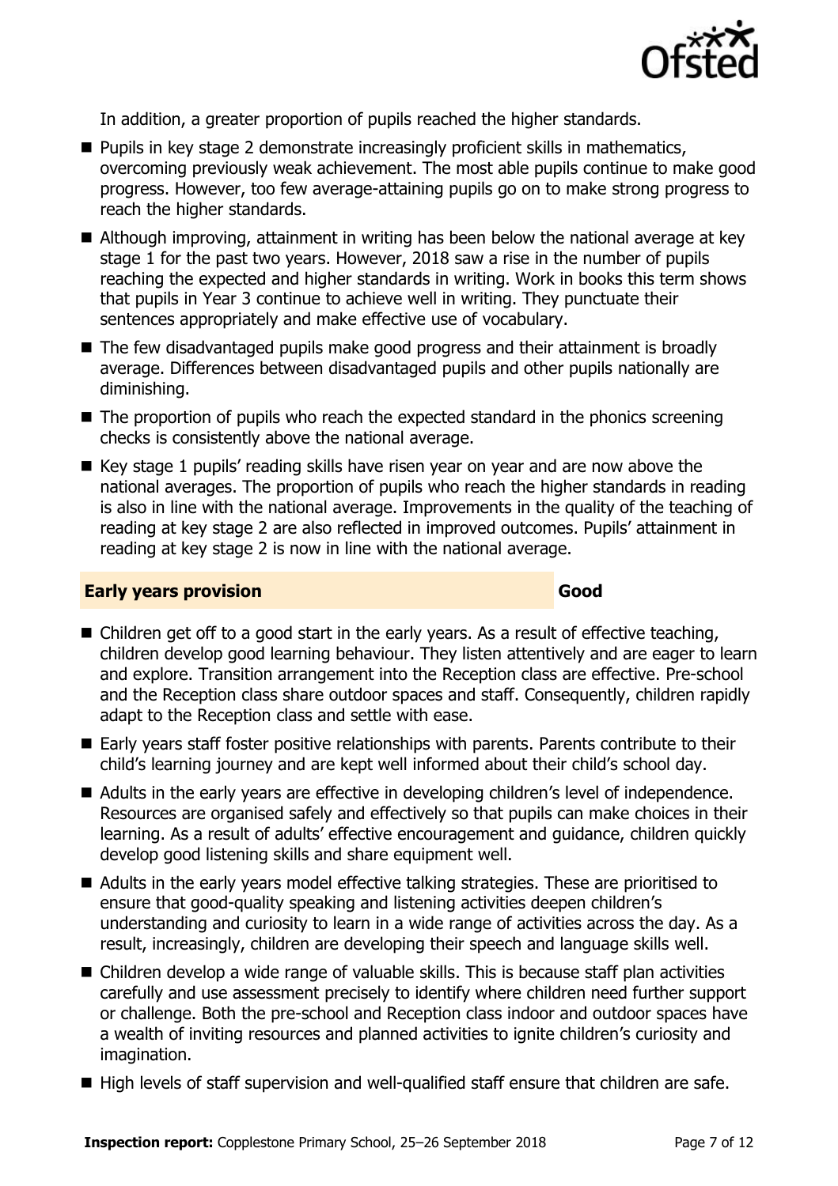In addition, a greater proportion of pupils reached the higher standards.

- Pupils in key stage 2 demonstrate increasingly proficient skills in mathematics, overcoming previously weak achievement. The most able pupils continue to make good progress. However, too few average-attaining pupils go on to make strong progress to reach the higher standards.
- Although improving, attainment in writing has been below the national average at key stage 1 for the past two years. However, 2018 saw a rise in the number of pupils reaching the expected and higher standards in writing. Work in books this term shows that pupils in Year 3 continue to achieve well in writing. They punctuate their sentences appropriately and make effective use of vocabulary.
- The few disadvantaged pupils make good progress and their attainment is broadly average. Differences between disadvantaged pupils and other pupils nationally are diminishing.
- The proportion of pupils who reach the expected standard in the phonics screening checks is consistently above the national average.
- Key stage 1 pupils' reading skills have risen year on year and are now above the national averages. The proportion of pupils who reach the higher standards in reading is also in line with the national average. Improvements in the quality of the teaching of reading at key stage 2 are also reflected in improved outcomes. Pupils' attainment in reading at key stage 2 is now in line with the national average.

## Early years provision — Good

- Children get off to a good start in the early years. As a result of effective teaching, children develop good learning behaviour. They listen attentively and are eager to learn and explore. Transition arrangement into the Reception class are effective. Pre-school and the Reception class share outdoor spaces and staff. Consequently, children rapidly adapt to the Reception class and settle with ease.
- Early years staff foster positive relationships with parents. Parents contribute to their child's learning journey and are kept well informed about their child's school day.
- Adults in the early years are effective in developing children's level of independence. Resources are organised safely and effectively so that pupils can make choices in their learning. As a result of adults' effective encouragement and guidance, children quickly develop good listening skills and share equipment well.
- Adults in the early years model effective talking strategies. These are prioritised to ensure that good-quality speaking and listening activities deepen children's understanding and curiosity to learn in a wide range of activities across the day. As a result, increasingly, children are developing their speech and language skills well.
- Children develop a wide range of valuable skills. This is because staff plan activities carefully and use assessment precisely to identify where children need further support or challenge. Both the pre-school and Reception class indoor and outdoor spaces have a wealth of inviting resources and planned activities to ignite children's curiosity and imagination.
- High levels of staff supervision and well-qualified staff ensure that children are safe.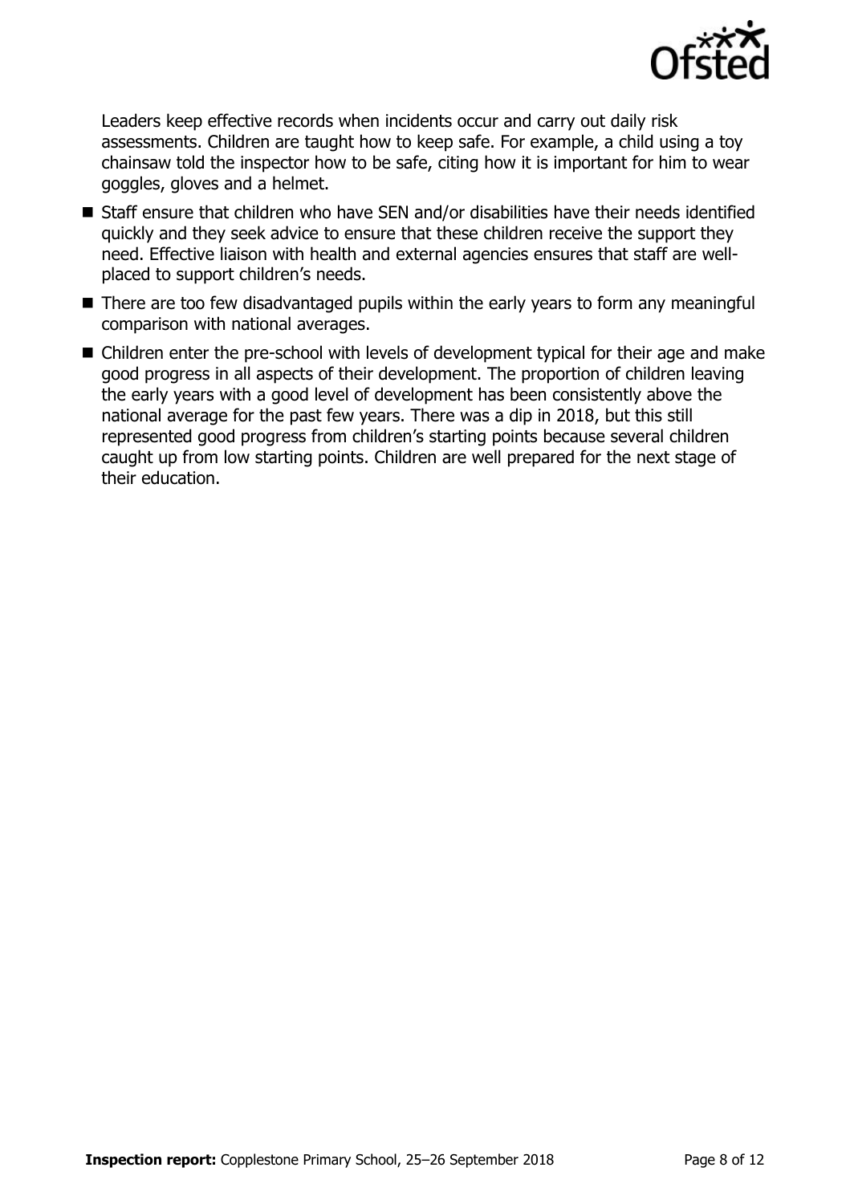Leaders keep effective records when incidents occur and carry out daily risk assessments. Children are taught how to keep safe. For example, a child using a toy chainsaw told the inspector how to be safe, citing how it is important for him to wear goggles, gloves and a helmet.

- Staff ensure that children who have SEN and/or disabilities have their needs identified quickly and they seek advice to ensure that these children receive the support they need. Effective liaison with health and external agencies ensures that staff are well-placed to support children's needs.
- There are too few disadvantaged pupils within the early years to form any meaningful comparison with national averages.
- Children enter the pre-school with levels of development typical for their age and make good progress in all aspects of their development. The proportion of children leaving the early years with a good level of development has been consistently above the national average for the past few years. There was a dip in 2018, but this still represented good progress from children's starting points because several children caught up from low starting points. Children are well prepared for the next stage of their education.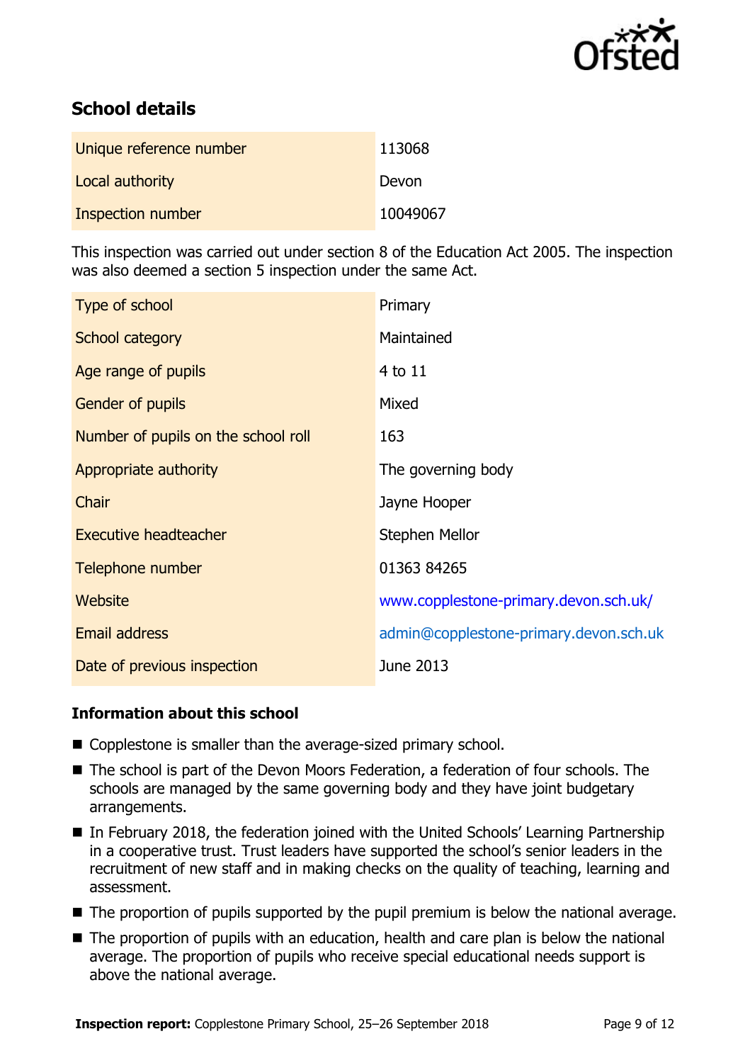## School details

| | |
|---|---|
| Unique reference number | 113068 |
| Local authority | Devon |
| Inspection number | 10049067 |

This inspection was carried out under section 8 of the Education Act 2005. The inspection was also deemed a section 5 inspection under the same Act.

| | |
|---|---|
| Type of school | Primary |
| School category | Maintained |
| Age range of pupils | 4 to 11 |
| Gender of pupils | Mixed |
| Number of pupils on the school roll | 163 |
| Appropriate authority | The governing body |
| Chair | Jayne Hooper |
| Executive headteacher | Stephen Mellor |
| Telephone number | 01363 84265 |
| Website | www.copplestone-primary.devon.sch.uk/ |
| Email address | admin@copplestone-primary.devon.sch.uk |
| Date of previous inspection | June 2013 |

### Information about this school

- Copplestone is smaller than the average-sized primary school.
- The school is part of the Devon Moors Federation, a federation of four schools. The schools are managed by the same governing body and they have joint budgetary arrangements.
- In February 2018, the federation joined with the United Schools' Learning Partnership in a cooperative trust. Trust leaders have supported the school's senior leaders in the recruitment of new staff and in making checks on the quality of teaching, learning and assessment.
- The proportion of pupils supported by the pupil premium is below the national average.
- The proportion of pupils with an education, health and care plan is below the national average. The proportion of pupils who receive special educational needs support is above the national average.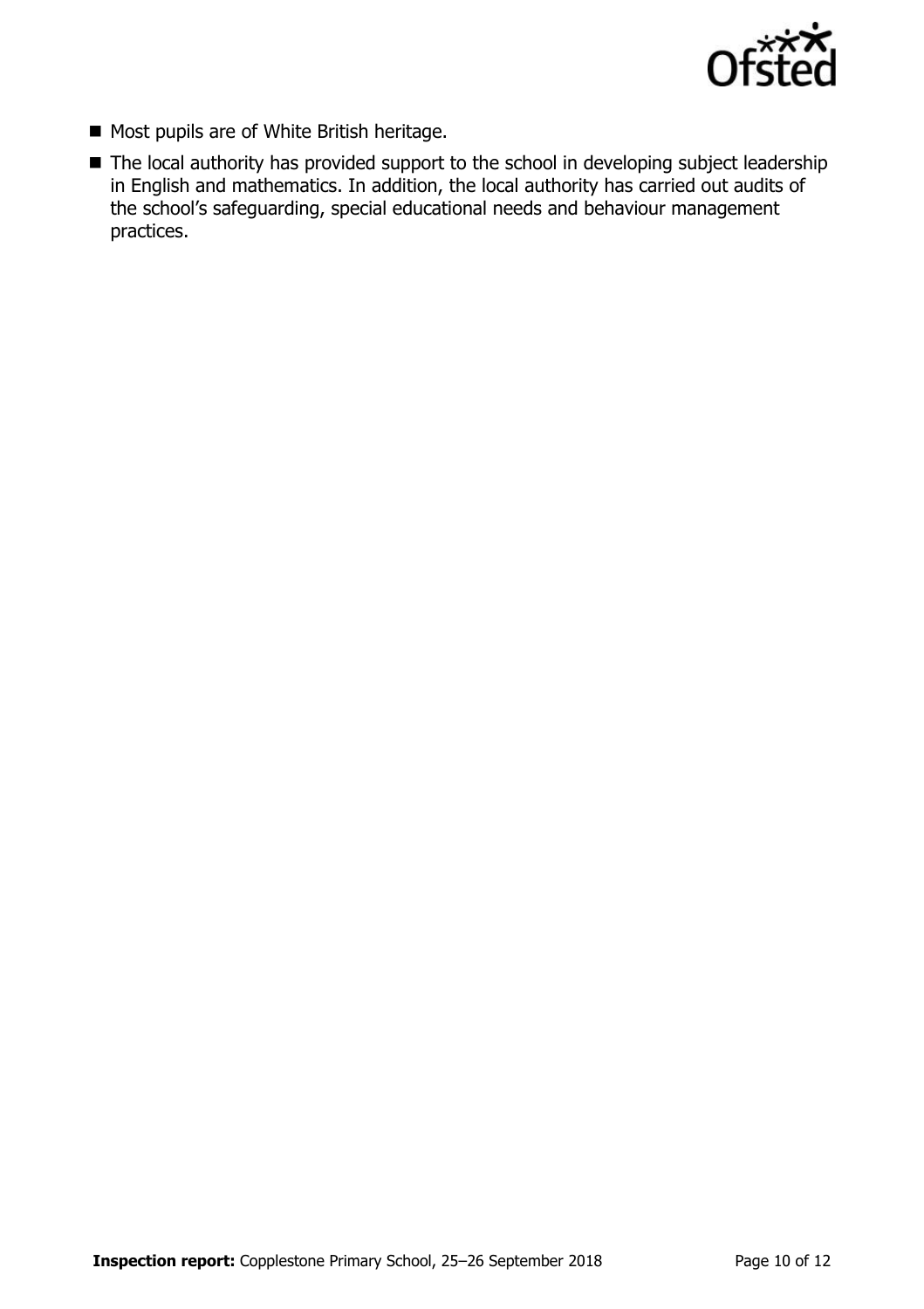- Most pupils are of White British heritage.
- The local authority has provided support to the school in developing subject leadership in English and mathematics. In addition, the local authority has carried out audits of the school's safeguarding, special educational needs and behaviour management practices.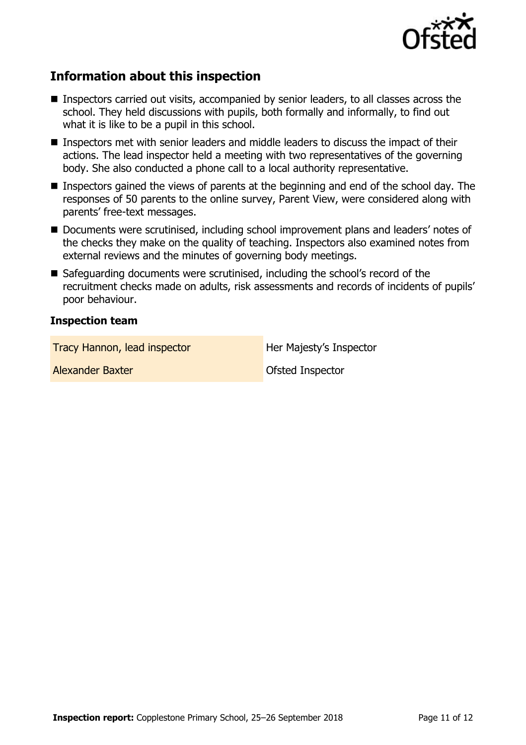## Information about this inspection

- Inspectors carried out visits, accompanied by senior leaders, to all classes across the school. They held discussions with pupils, both formally and informally, to find out what it is like to be a pupil in this school.
- Inspectors met with senior leaders and middle leaders to discuss the impact of their actions. The lead inspector held a meeting with two representatives of the governing body. She also conducted a phone call to a local authority representative.
- Inspectors gained the views of parents at the beginning and end of the school day. The responses of 50 parents to the online survey, Parent View, were considered along with parents' free-text messages.
- Documents were scrutinised, including school improvement plans and leaders' notes of the checks they make on the quality of teaching. Inspectors also examined notes from external reviews and the minutes of governing body meetings.
- Safeguarding documents were scrutinised, including the school's record of the recruitment checks made on adults, risk assessments and records of incidents of pupils' poor behaviour.

### Inspection team

| | |
|---|---|
| Tracy Hannon, lead inspector | Her Majesty's Inspector |
| Alexander Baxter | Ofsted Inspector |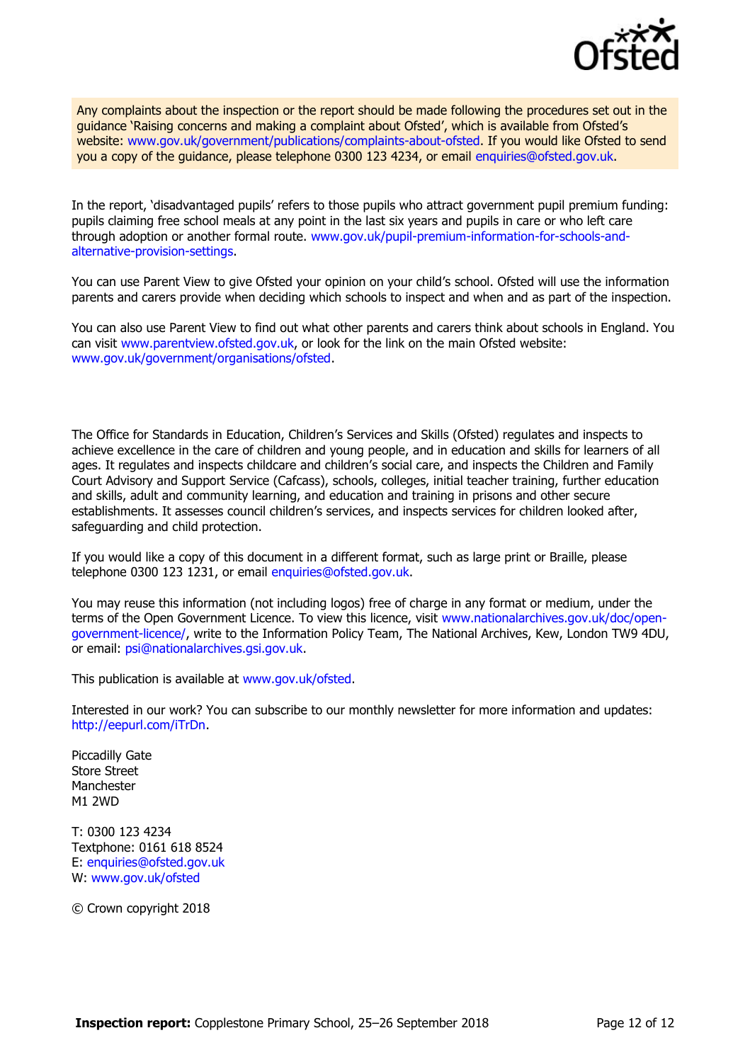Any complaints about the inspection or the report should be made following the procedures set out in the guidance 'Raising concerns and making a complaint about Ofsted', which is available from Ofsted's website: www.gov.uk/government/publications/complaints-about-ofsted. If you would like Ofsted to send you a copy of the guidance, please telephone 0300 123 4234, or email enquiries@ofsted.gov.uk.

In the report, 'disadvantaged pupils' refers to those pupils who attract government pupil premium funding: pupils claiming free school meals at any point in the last six years and pupils in care or who left care through adoption or another formal route. www.gov.uk/pupil-premium-information-for-schools-and-alternative-provision-settings.

You can use Parent View to give Ofsted your opinion on your child's school. Ofsted will use the information parents and carers provide when deciding which schools to inspect and when and as part of the inspection.

You can also use Parent View to find out what other parents and carers think about schools in England. You can visit www.parentview.ofsted.gov.uk, or look for the link on the main Ofsted website: www.gov.uk/government/organisations/ofsted.

The Office for Standards in Education, Children's Services and Skills (Ofsted) regulates and inspects to achieve excellence in the care of children and young people, and in education and skills for learners of all ages. It regulates and inspects childcare and children's social care, and inspects the Children and Family Court Advisory and Support Service (Cafcass), schools, colleges, initial teacher training, further education and skills, adult and community learning, and education and training in prisons and other secure establishments. It assesses council children's services, and inspects services for children looked after, safeguarding and child protection.

If you would like a copy of this document in a different format, such as large print or Braille, please telephone 0300 123 1231, or email enquiries@ofsted.gov.uk.

You may reuse this information (not including logos) free of charge in any format or medium, under the terms of the Open Government Licence. To view this licence, visit www.nationalarchives.gov.uk/doc/open-government-licence/, write to the Information Policy Team, The National Archives, Kew, London TW9 4DU, or email: psi@nationalarchives.gsi.gov.uk.

This publication is available at www.gov.uk/ofsted.

Interested in our work? You can subscribe to our monthly newsletter for more information and updates: http://eepurl.com/iTrDn.

Piccadilly Gate  
Store Street  
Manchester  
M1 2WD

T: 0300 123 4234  
Textphone: 0161 618 8524  
E: enquiries@ofsted.gov.uk  
W: www.gov.uk/ofsted

© Crown copyright 2018